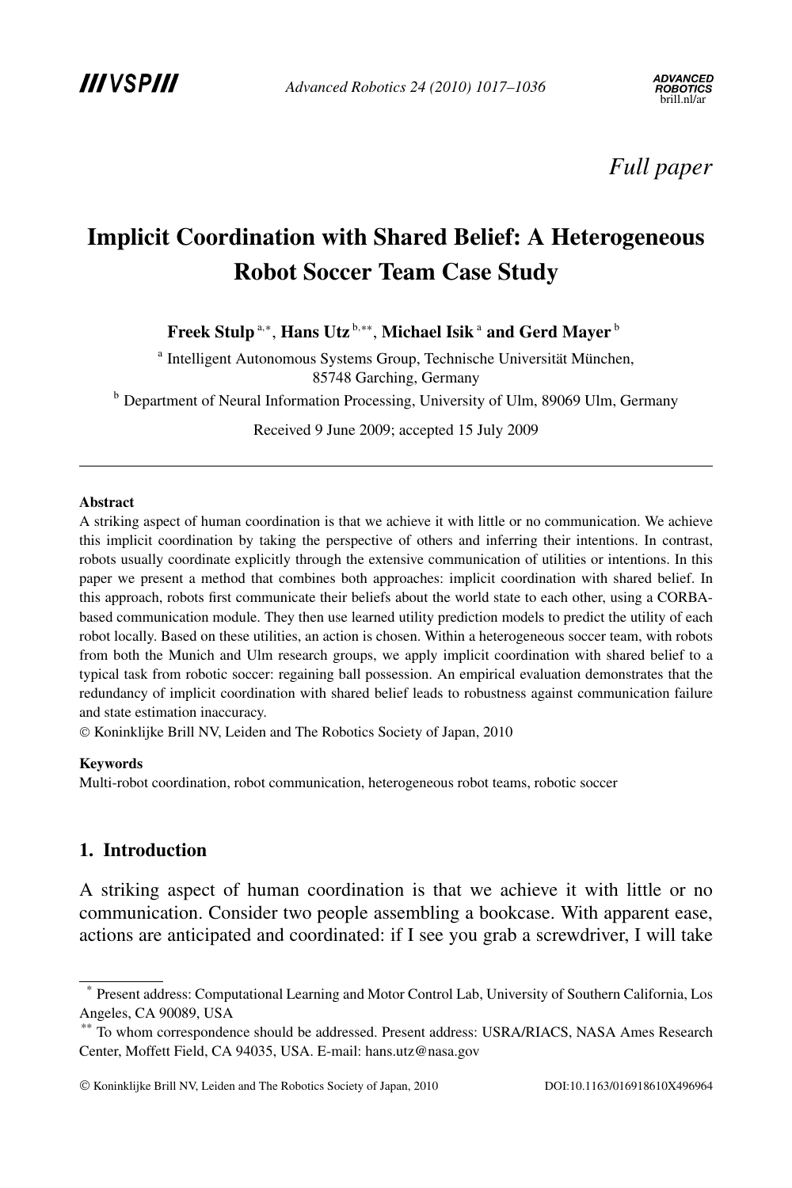*Full paper*

# Implicit Coordination with Shared Belief: A Heterogeneous Robot Soccer Team Case Study

**Freek Stulp** [a,*], **Hans Utz** [b,**], **Michael Isik** [a] **and Gerd Mayer** [b]

[a] Intelligent Autonomous Systems Group, Technische Universität München, 85748 Garching, Germany

[b] Department of Neural Information Processing, University of Ulm, 89069 Ulm, Germany

Received 9 June 2009; accepted 15 July 2009

---

**Abstract**

A striking aspect of human coordination is that we achieve it with little or no communication. We achieve this implicit coordination by taking the perspective of others and inferring their intentions. In contrast, robots usually coordinate explicitly through the extensive communication of utilities or intentions. In this paper we present a method that combines both approaches: implicit coordination with shared belief. In this approach, robots first communicate their beliefs about the world state to each other, using a CORBA-based communication module. They then use learned utility prediction models to predict the utility of each robot locally. Based on these utilities, an action is chosen. Within a heterogeneous soccer team, with robots from both the Munich and Ulm research groups, we apply implicit coordination with shared belief to a typical task from robotic soccer: regaining ball possession. An empirical evaluation demonstrates that the redundancy of implicit coordination with shared belief leads to robustness against communication failure and state estimation inaccuracy.

© Koninklijke Brill NV, Leiden and The Robotics Society of Japan, 2010

**Keywords**

Multi-robot coordination, robot communication, heterogeneous robot teams, robotic soccer

## 1. Introduction

A striking aspect of human coordination is that we achieve it with little or no communication. Consider two people assembling a bookcase. With apparent ease, actions are anticipated and coordinated: if I see you grab a screwdriver, I will take

---

[*] Present address: Computational Learning and Motor Control Lab, University of Southern California, Los Angeles, CA 90089, USA

[**] To whom correspondence should be addressed. Present address: USRA/RIACS, NASA Ames Research Center, Moffett Field, CA 94035, USA. E-mail: hans.utz@nasa.gov

© Koninklijke Brill NV, Leiden and The Robotics Society of Japan, 2010 DOI:10.1163/016918610X496964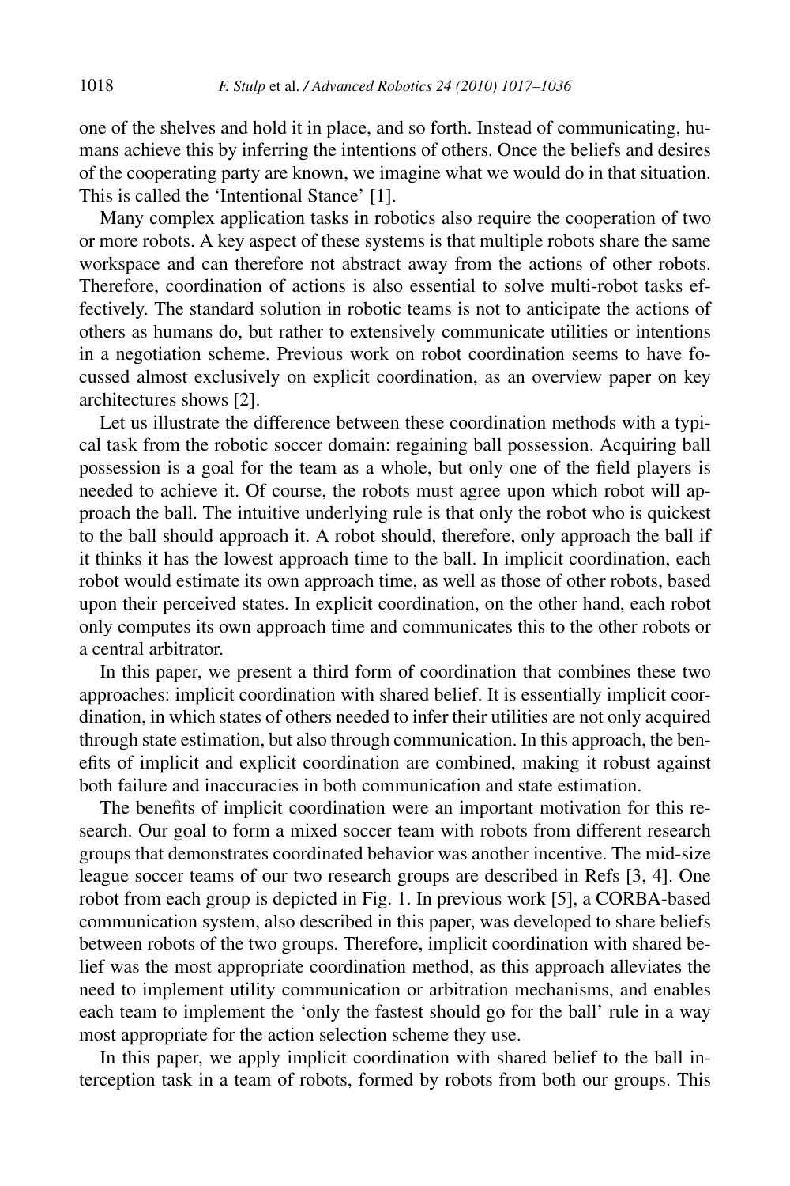one of the shelves and hold it in place, and so forth. Instead of communicating, humans achieve this by inferring the intentions of others. Once the beliefs and desires of the cooperating party are known, we imagine what we would do in that situation. This is called the 'Intentional Stance' [1].

Many complex application tasks in robotics also require the cooperation of two or more robots. A key aspect of these systems is that multiple robots share the same workspace and can therefore not abstract away from the actions of other robots. Therefore, coordination of actions is also essential to solve multi-robot tasks effectively. The standard solution in robotic teams is not to anticipate the actions of others as humans do, but rather to extensively communicate utilities or intentions in a negotiation scheme. Previous work on robot coordination seems to have focussed almost exclusively on explicit coordination, as an overview paper on key architectures shows [2].

Let us illustrate the difference between these coordination methods with a typical task from the robotic soccer domain: regaining ball possession. Acquiring ball possession is a goal for the team as a whole, but only one of the field players is needed to achieve it. Of course, the robots must agree upon which robot will approach the ball. The intuitive underlying rule is that only the robot who is quickest to the ball should approach it. A robot should, therefore, only approach the ball if it thinks it has the lowest approach time to the ball. In implicit coordination, each robot would estimate its own approach time, as well as those of other robots, based upon their perceived states. In explicit coordination, on the other hand, each robot only computes its own approach time and communicates this to the other robots or a central arbitrator.

In this paper, we present a third form of coordination that combines these two approaches: implicit coordination with shared belief. It is essentially implicit coordination, in which states of others needed to infer their utilities are not only acquired through state estimation, but also through communication. In this approach, the benefits of implicit and explicit coordination are combined, making it robust against both failure and inaccuracies in both communication and state estimation.

The benefits of implicit coordination were an important motivation for this research. Our goal to form a mixed soccer team with robots from different research groups that demonstrates coordinated behavior was another incentive. The mid-size league soccer teams of our two research groups are described in Refs [3, 4]. One robot from each group is depicted in Fig. 1. In previous work [5], a CORBA-based communication system, also described in this paper, was developed to share beliefs between robots of the two groups. Therefore, implicit coordination with shared belief was the most appropriate coordination method, as this approach alleviates the need to implement utility communication or arbitration mechanisms, and enables each team to implement the 'only the fastest should go for the ball' rule in a way most appropriate for the action selection scheme they use.

In this paper, we apply implicit coordination with shared belief to the ball interception task in a team of robots, formed by robots from both our groups. This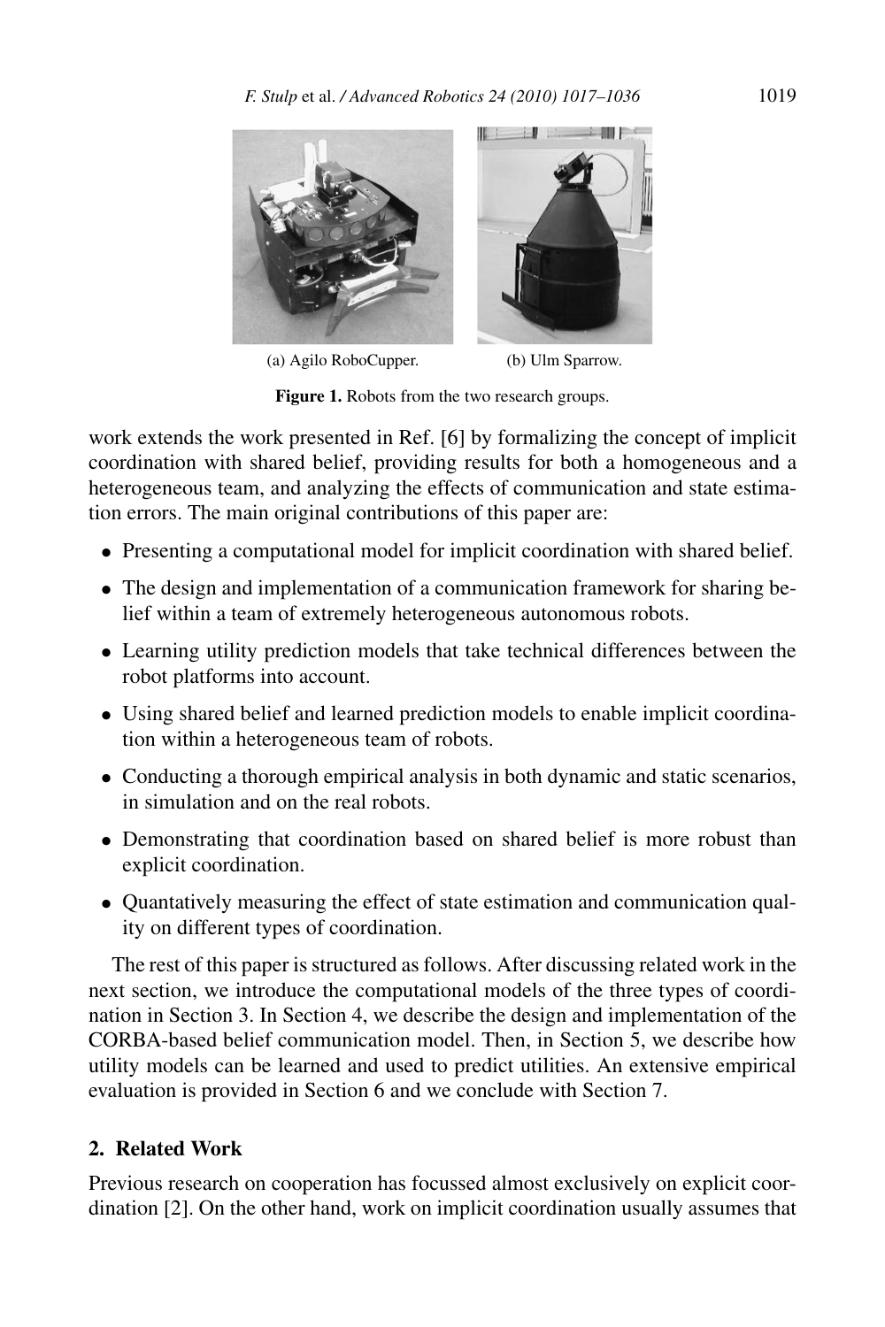(a) Agilo RoboCupper.

(b) Ulm Sparrow.

**Figure 1.** Robots from the two research groups.

work extends the work presented in Ref. [6] by formalizing the concept of implicit coordination with shared belief, providing results for both a homogeneous and a heterogeneous team, and analyzing the effects of communication and state estimation errors. The main original contributions of this paper are:

- Presenting a computational model for implicit coordination with shared belief.
- The design and implementation of a communication framework for sharing belief within a team of extremely heterogeneous autonomous robots.
- Learning utility prediction models that take technical differences between the robot platforms into account.
- Using shared belief and learned prediction models to enable implicit coordination within a heterogeneous team of robots.
- Conducting a thorough empirical analysis in both dynamic and static scenarios, in simulation and on the real robots.
- Demonstrating that coordination based on shared belief is more robust than explicit coordination.
- Quantatively measuring the effect of state estimation and communication quality on different types of coordination.

The rest of this paper is structured as follows. After discussing related work in the next section, we introduce the computational models of the three types of coordination in Section 3. In Section 4, we describe the design and implementation of the CORBA-based belief communication model. Then, in Section 5, we describe how utility models can be learned and used to predict utilities. An extensive empirical evaluation is provided in Section 6 and we conclude with Section 7.

## 2. Related Work

Previous research on cooperation has focussed almost exclusively on explicit coordination [2]. On the other hand, work on implicit coordination usually assumes that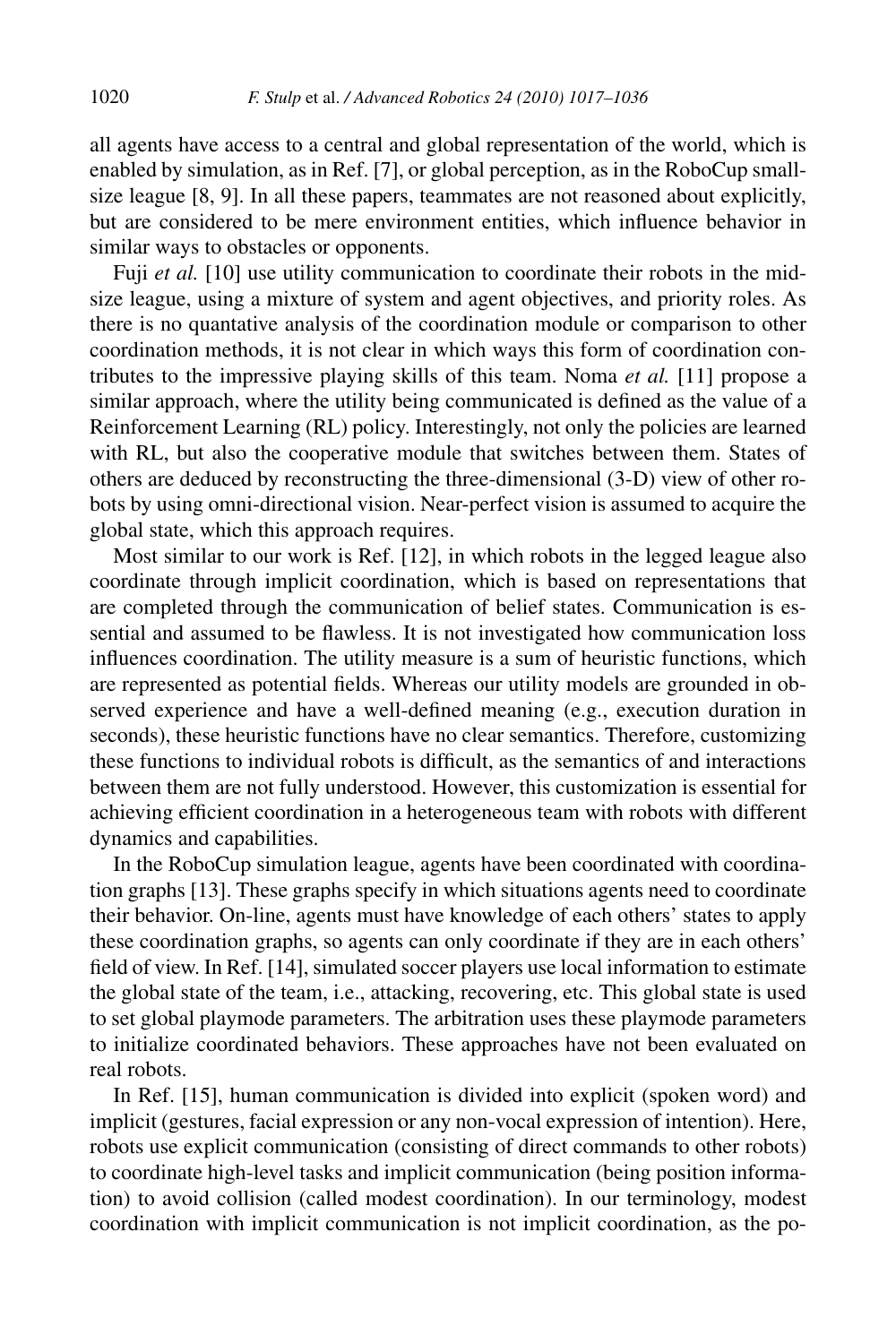all agents have access to a central and global representation of the world, which is enabled by simulation, as in Ref. [7], or global perception, as in the RoboCup small-size league [8, 9]. In all these papers, teammates are not reasoned about explicitly, but are considered to be mere environment entities, which influence behavior in similar ways to obstacles or opponents.

Fuji *et al.* [10] use utility communication to coordinate their robots in the mid-size league, using a mixture of system and agent objectives, and priority roles. As there is no quantative analysis of the coordination module or comparison to other coordination methods, it is not clear in which ways this form of coordination contributes to the impressive playing skills of this team. Noma *et al.* [11] propose a similar approach, where the utility being communicated is defined as the value of a Reinforcement Learning (RL) policy. Interestingly, not only the policies are learned with RL, but also the cooperative module that switches between them. States of others are deduced by reconstructing the three-dimensional (3-D) view of other robots by using omni-directional vision. Near-perfect vision is assumed to acquire the global state, which this approach requires.

Most similar to our work is Ref. [12], in which robots in the legged league also coordinate through implicit coordination, which is based on representations that are completed through the communication of belief states. Communication is essential and assumed to be flawless. It is not investigated how communication loss influences coordination. The utility measure is a sum of heuristic functions, which are represented as potential fields. Whereas our utility models are grounded in observed experience and have a well-defined meaning (e.g., execution duration in seconds), these heuristic functions have no clear semantics. Therefore, customizing these functions to individual robots is difficult, as the semantics of and interactions between them are not fully understood. However, this customization is essential for achieving efficient coordination in a heterogeneous team with robots with different dynamics and capabilities.

In the RoboCup simulation league, agents have been coordinated with coordination graphs [13]. These graphs specify in which situations agents need to coordinate their behavior. On-line, agents must have knowledge of each others' states to apply these coordination graphs, so agents can only coordinate if they are in each others' field of view. In Ref. [14], simulated soccer players use local information to estimate the global state of the team, i.e., attacking, recovering, etc. This global state is used to set global playmode parameters. The arbitration uses these playmode parameters to initialize coordinated behaviors. These approaches have not been evaluated on real robots.

In Ref. [15], human communication is divided into explicit (spoken word) and implicit (gestures, facial expression or any non-vocal expression of intention). Here, robots use explicit communication (consisting of direct commands to other robots) to coordinate high-level tasks and implicit communication (being position information) to avoid collision (called modest coordination). In our terminology, modest coordination with implicit communication is not implicit coordination, as the po-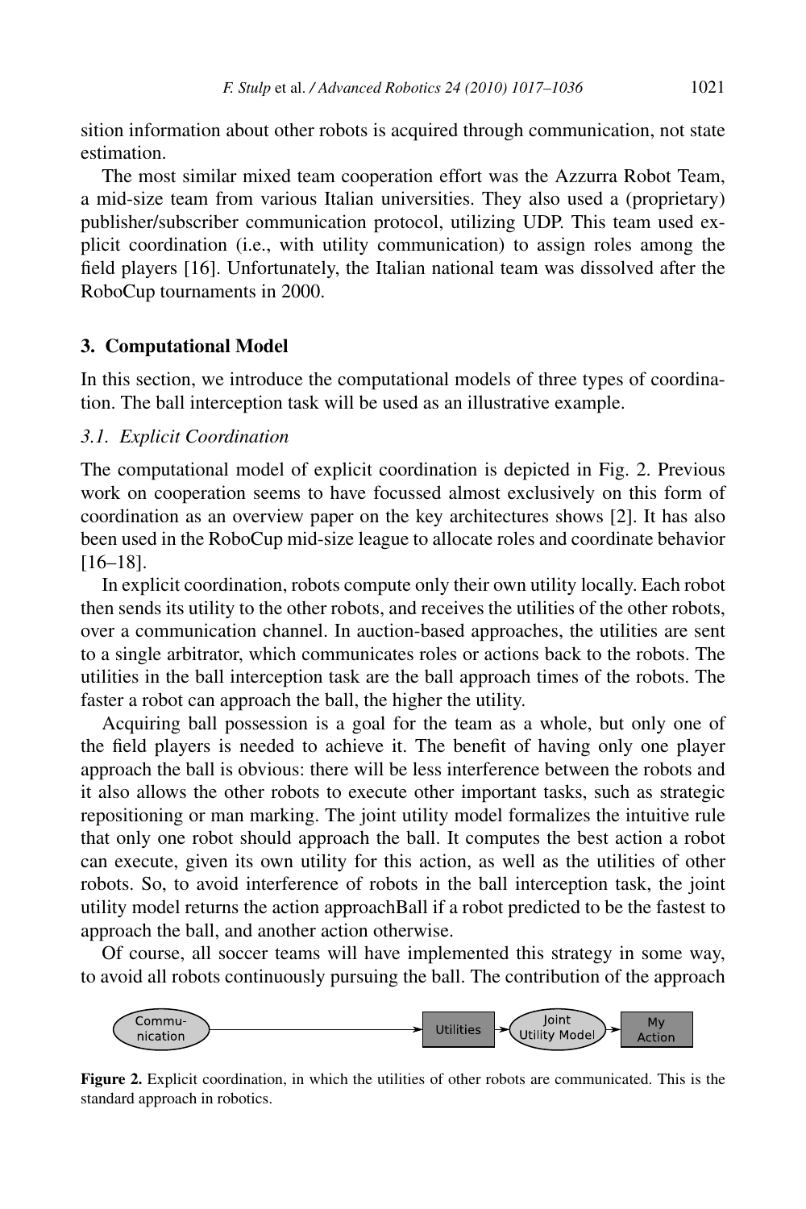sition information about other robots is acquired through communication, not state estimation.

The most similar mixed team cooperation effort was the Azzurra Robot Team, a mid-size team from various Italian universities. They also used a (proprietary) publisher/subscriber communication protocol, utilizing UDP. This team used explicit coordination (i.e., with utility communication) to assign roles among the field players [16]. Unfortunately, the Italian national team was dissolved after the RoboCup tournaments in 2000.

## 3. Computational Model

In this section, we introduce the computational models of three types of coordination. The ball interception task will be used as an illustrative example.

### *3.1. Explicit Coordination*

The computational model of explicit coordination is depicted in Fig. 2. Previous work on cooperation seems to have focussed almost exclusively on this form of coordination as an overview paper on the key architectures shows [2]. It has also been used in the RoboCup mid-size league to allocate roles and coordinate behavior [16–18].

In explicit coordination, robots compute only their own utility locally. Each robot then sends its utility to the other robots, and receives the utilities of the other robots, over a communication channel. In auction-based approaches, the utilities are sent to a single arbitrator, which communicates roles or actions back to the robots. The utilities in the ball interception task are the ball approach times of the robots. The faster a robot can approach the ball, the higher the utility.

Acquiring ball possession is a goal for the team as a whole, but only one of the field players is needed to achieve it. The benefit of having only one player approach the ball is obvious: there will be less interference between the robots and it also allows the other robots to execute other important tasks, such as strategic repositioning or man marking. The joint utility model formalizes the intuitive rule that only one robot should approach the ball. It computes the best action a robot can execute, given its own utility for this action, as well as the utilities of other robots. So, to avoid interference of robots in the ball interception task, the joint utility model returns the action approachBall if a robot predicted to be the fastest to approach the ball, and another action otherwise.

Of course, all soccer teams will have implemented this strategy in some way, to avoid all robots continuously pursuing the ball. The contribution of the approach

Communication → Utilities → Joint Utility Model → My Action

**Figure 2.** Explicit coordination, in which the utilities of other robots are communicated. This is the standard approach in robotics.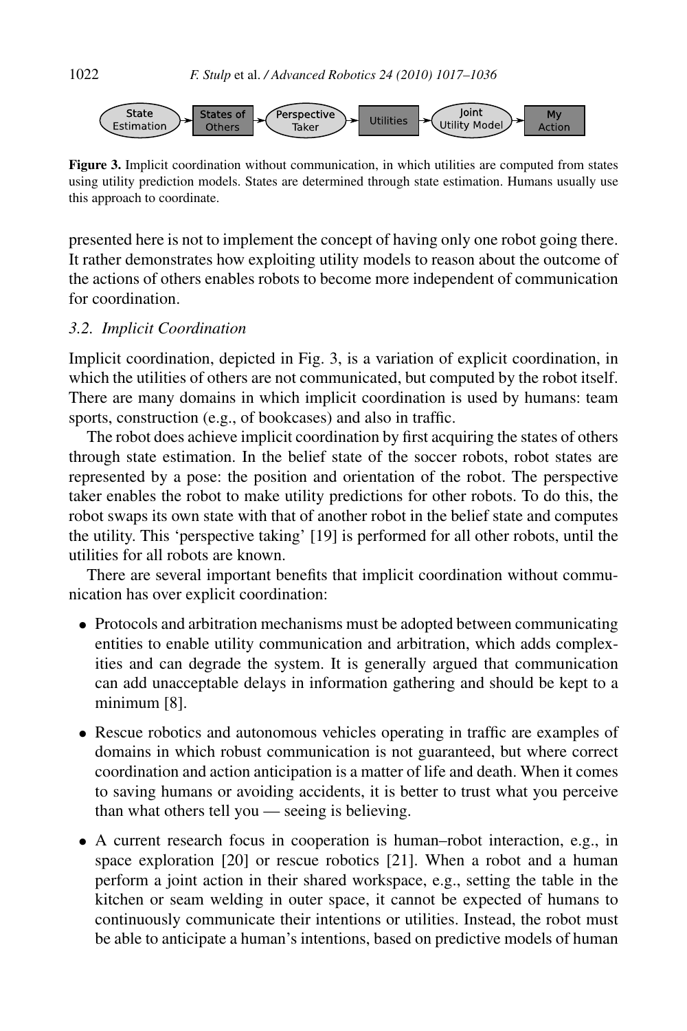State Estimation → States of Others → Perspective Taker → Utilities → Joint Utility Model → My Action

**Figure 3.** Implicit coordination without communication, in which utilities are computed from states using utility prediction models. States are determined through state estimation. Humans usually use this approach to coordinate.

presented here is not to implement the concept of having only one robot going there. It rather demonstrates how exploiting utility models to reason about the outcome of the actions of others enables robots to become more independent of communication for coordination.

### *3.2. Implicit Coordination*

Implicit coordination, depicted in Fig. 3, is a variation of explicit coordination, in which the utilities of others are not communicated, but computed by the robot itself. There are many domains in which implicit coordination is used by humans: team sports, construction (e.g., of bookcases) and also in traffic.

The robot does achieve implicit coordination by first acquiring the states of others through state estimation. In the belief state of the soccer robots, robot states are represented by a pose: the position and orientation of the robot. The perspective taker enables the robot to make utility predictions for other robots. To do this, the robot swaps its own state with that of another robot in the belief state and computes the utility. This 'perspective taking' [19] is performed for all other robots, until the utilities for all robots are known.

There are several important benefits that implicit coordination without communication has over explicit coordination:

- Protocols and arbitration mechanisms must be adopted between communicating entities to enable utility communication and arbitration, which adds complexities and can degrade the system. It is generally argued that communication can add unacceptable delays in information gathering and should be kept to a minimum [8].
- Rescue robotics and autonomous vehicles operating in traffic are examples of domains in which robust communication is not guaranteed, but where correct coordination and action anticipation is a matter of life and death. When it comes to saving humans or avoiding accidents, it is better to trust what you perceive than what others tell you — seeing is believing.
- A current research focus in cooperation is human–robot interaction, e.g., in space exploration [20] or rescue robotics [21]. When a robot and a human perform a joint action in their shared workspace, e.g., setting the table in the kitchen or seam welding in outer space, it cannot be expected of humans to continuously communicate their intentions or utilities. Instead, the robot must be able to anticipate a human's intentions, based on predictive models of human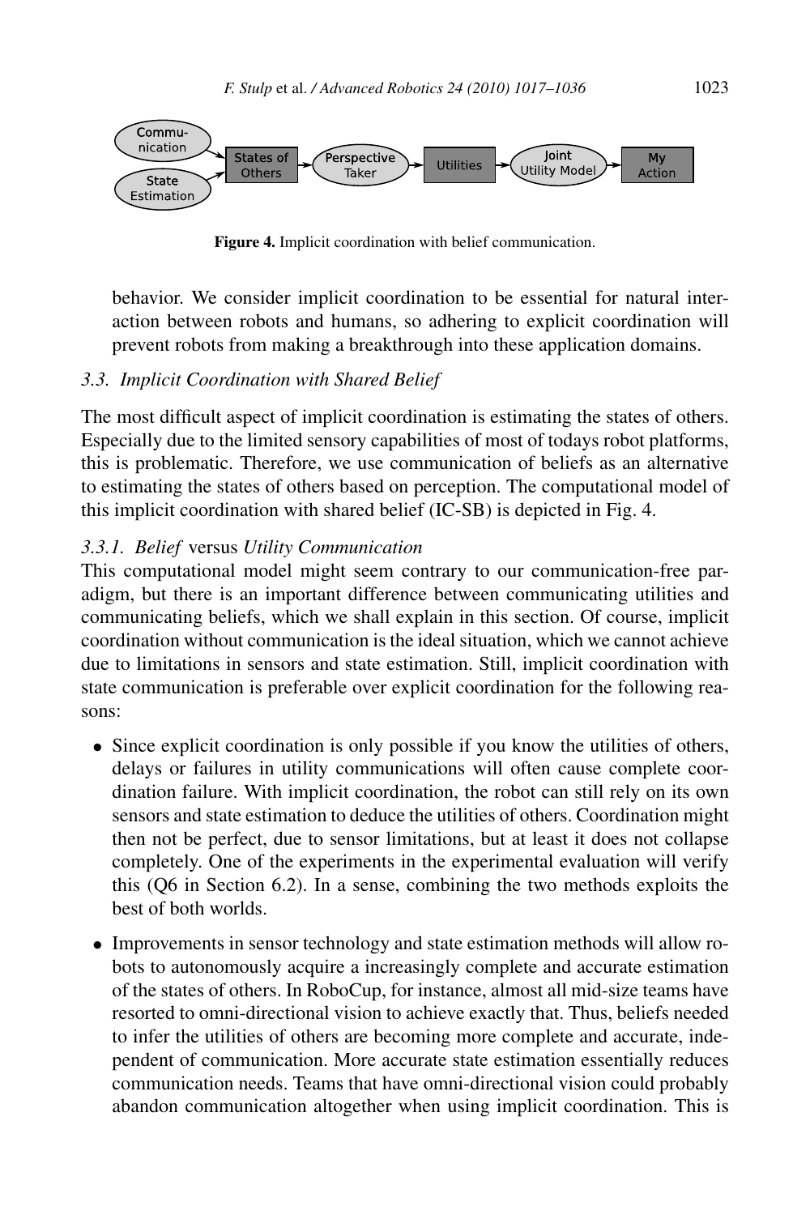Commu-
nication

State
Estimation

States of
Others

Perspective
Taker

Utilities

Joint
Utility Model

My
Action

**Figure 4.** Implicit coordination with belief communication.

behavior. We consider implicit coordination to be essential for natural interaction between robots and humans, so adhering to explicit coordination will prevent robots from making a breakthrough into these application domains.

### *3.3. Implicit Coordination with Shared Belief*

The most difficult aspect of implicit coordination is estimating the states of others. Especially due to the limited sensory capabilities of most of todays robot platforms, this is problematic. Therefore, we use communication of beliefs as an alternative to estimating the states of others based on perception. The computational model of this implicit coordination with shared belief (IC-SB) is depicted in Fig. 4.

#### *3.3.1. Belief* versus *Utility Communication*

This computational model might seem contrary to our communication-free paradigm, but there is an important difference between communicating utilities and communicating beliefs, which we shall explain in this section. Of course, implicit coordination without communication is the ideal situation, which we cannot achieve due to limitations in sensors and state estimation. Still, implicit coordination with state communication is preferable over explicit coordination for the following reasons:

- Since explicit coordination is only possible if you know the utilities of others, delays or failures in utility communications will often cause complete coordination failure. With implicit coordination, the robot can still rely on its own sensors and state estimation to deduce the utilities of others. Coordination might then not be perfect, due to sensor limitations, but at least it does not collapse completely. One of the experiments in the experimental evaluation will verify this (Q6 in Section 6.2). In a sense, combining the two methods exploits the best of both worlds.
- Improvements in sensor technology and state estimation methods will allow robots to autonomously acquire a increasingly complete and accurate estimation of the states of others. In RoboCup, for instance, almost all mid-size teams have resorted to omni-directional vision to achieve exactly that. Thus, beliefs needed to infer the utilities of others are becoming more complete and accurate, independent of communication. More accurate state estimation essentially reduces communication needs. Teams that have omni-directional vision could probably abandon communication altogether when using implicit coordination. This is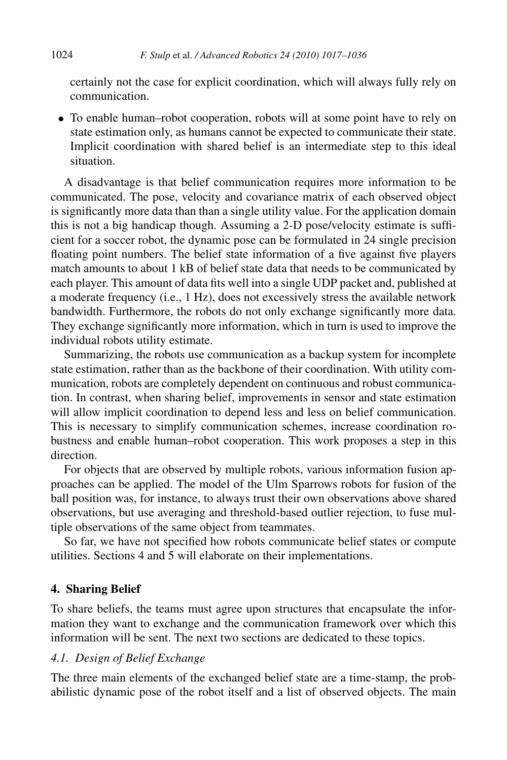certainly not the case for explicit coordination, which will always fully rely on communication.

- To enable human–robot cooperation, robots will at some point have to rely on state estimation only, as humans cannot be expected to communicate their state. Implicit coordination with shared belief is an intermediate step to this ideal situation.

A disadvantage is that belief communication requires more information to be communicated. The pose, velocity and covariance matrix of each observed object is significantly more data than than a single utility value. For the application domain this is not a big handicap though. Assuming a 2-D pose/velocity estimate is sufficient for a soccer robot, the dynamic pose can be formulated in 24 single precision floating point numbers. The belief state information of a five against five players match amounts to about 1 kB of belief state data that needs to be communicated by each player. This amount of data fits well into a single UDP packet and, published at a moderate frequency (i.e., 1 Hz), does not excessively stress the available network bandwidth. Furthermore, the robots do not only exchange significantly more data. They exchange significantly more information, which in turn is used to improve the individual robots utility estimate.

Summarizing, the robots use communication as a backup system for incomplete state estimation, rather than as the backbone of their coordination. With utility communication, robots are completely dependent on continuous and robust communication. In contrast, when sharing belief, improvements in sensor and state estimation will allow implicit coordination to depend less and less on belief communication. This is necessary to simplify communication schemes, increase coordination robustness and enable human–robot cooperation. This work proposes a step in this direction.

For objects that are observed by multiple robots, various information fusion approaches can be applied. The model of the Ulm Sparrows robots for fusion of the ball position was, for instance, to always trust their own observations above shared observations, but use averaging and threshold-based outlier rejection, to fuse multiple observations of the same object from teammates.

So far, we have not specified how robots communicate belief states or compute utilities. Sections 4 and 5 will elaborate on their implementations.

## 4. Sharing Belief

To share beliefs, the teams must agree upon structures that encapsulate the information they want to exchange and the communication framework over which this information will be sent. The next two sections are dedicated to these topics.

### *4.1. Design of Belief Exchange*

The three main elements of the exchanged belief state are a time-stamp, the probabilistic dynamic pose of the robot itself and a list of observed objects. The main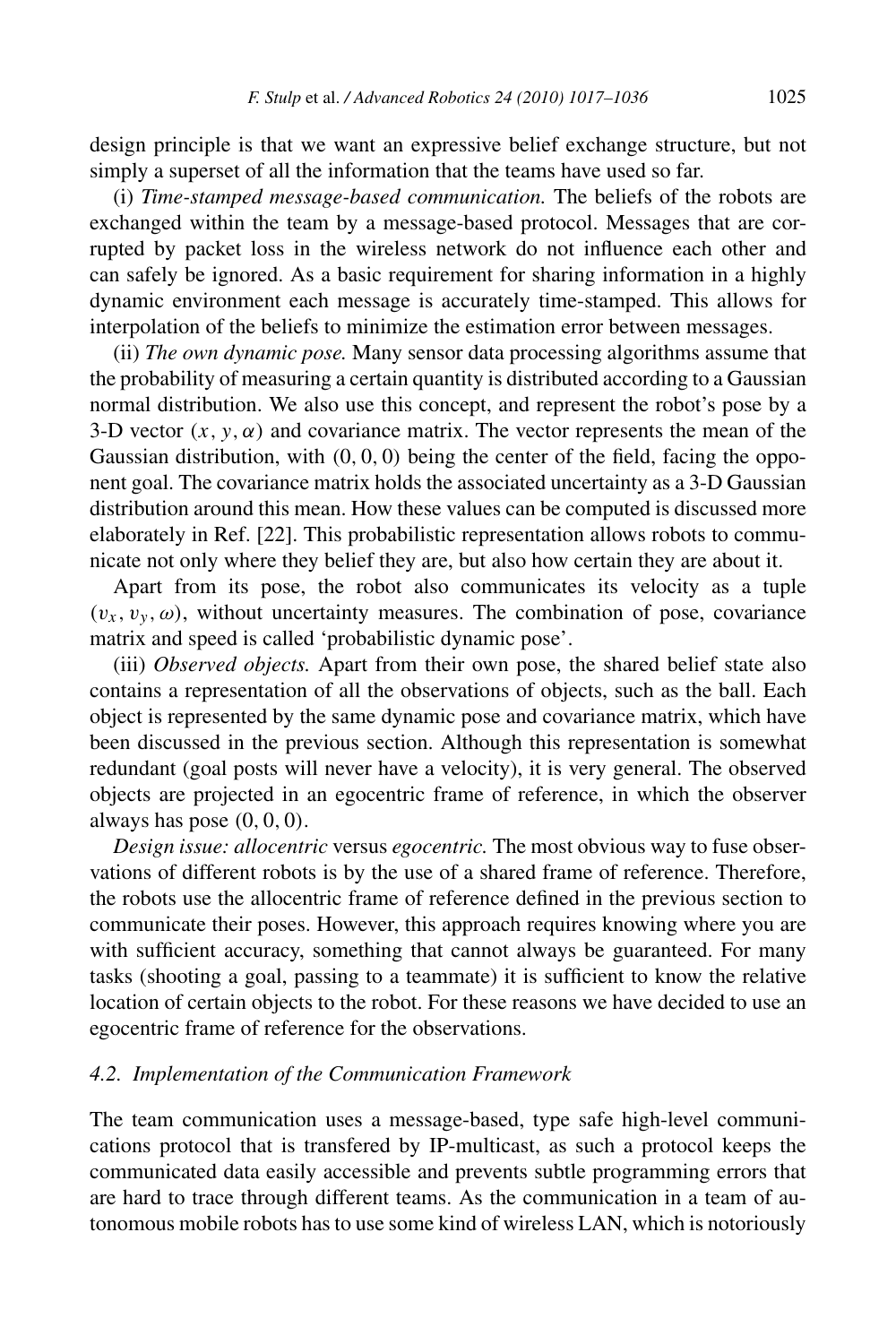design principle is that we want an expressive belief exchange structure, but not simply a superset of all the information that the teams have used so far.

(i) *Time-stamped message-based communication.* The beliefs of the robots are exchanged within the team by a message-based protocol. Messages that are corrupted by packet loss in the wireless network do not influence each other and can safely be ignored. As a basic requirement for sharing information in a highly dynamic environment each message is accurately time-stamped. This allows for interpolation of the beliefs to minimize the estimation error between messages.

(ii) *The own dynamic pose.* Many sensor data processing algorithms assume that the probability of measuring a certain quantity is distributed according to a Gaussian normal distribution. We also use this concept, and represent the robot's pose by a 3-D vector $(x, y, \alpha)$ and covariance matrix. The vector represents the mean of the Gaussian distribution, with $(0, 0, 0)$ being the center of the field, facing the opponent goal. The covariance matrix holds the associated uncertainty as a 3-D Gaussian distribution around this mean. How these values can be computed is discussed more elaborately in Ref. [22]. This probabilistic representation allows robots to communicate not only where they belief they are, but also how certain they are about it.

Apart from its pose, the robot also communicates its velocity as a tuple $(v_x, v_y, \omega)$, without uncertainty measures. The combination of pose, covariance matrix and speed is called 'probabilistic dynamic pose'.

(iii) *Observed objects.* Apart from their own pose, the shared belief state also contains a representation of all the observations of objects, such as the ball. Each object is represented by the same dynamic pose and covariance matrix, which have been discussed in the previous section. Although this representation is somewhat redundant (goal posts will never have a velocity), it is very general. The observed objects are projected in an egocentric frame of reference, in which the observer always has pose $(0, 0, 0)$.

*Design issue: allocentric* versus *egocentric.* The most obvious way to fuse observations of different robots is by the use of a shared frame of reference. Therefore, the robots use the allocentric frame of reference defined in the previous section to communicate their poses. However, this approach requires knowing where you are with sufficient accuracy, something that cannot always be guaranteed. For many tasks (shooting a goal, passing to a teammate) it is sufficient to know the relative location of certain objects to the robot. For these reasons we have decided to use an egocentric frame of reference for the observations.

### *4.2. Implementation of the Communication Framework*

The team communication uses a message-based, type safe high-level communications protocol that is transfered by IP-multicast, as such a protocol keeps the communicated data easily accessible and prevents subtle programming errors that are hard to trace through different teams. As the communication in a team of autonomous mobile robots has to use some kind of wireless LAN, which is notoriously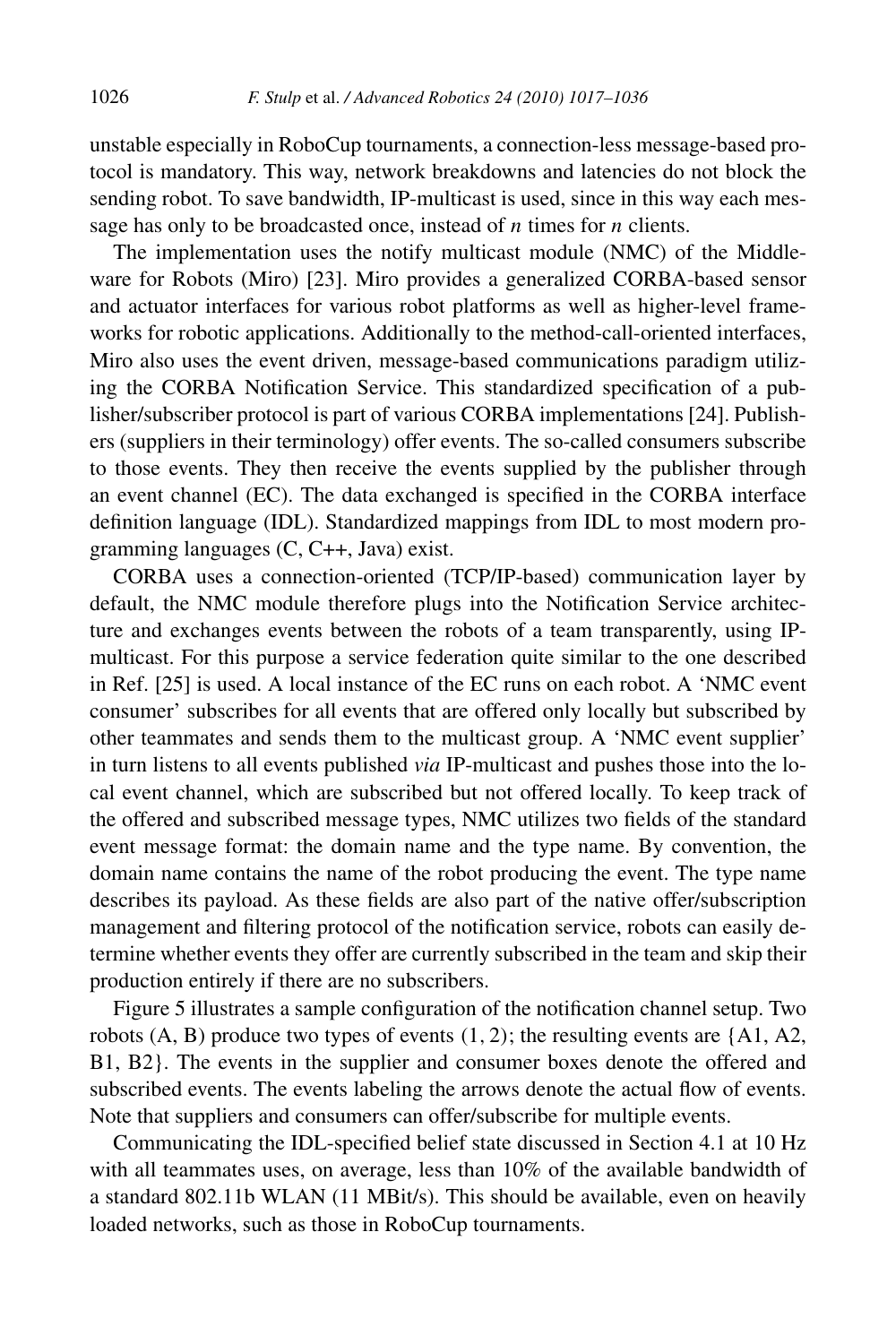unstable especially in RoboCup tournaments, a connection-less message-based protocol is mandatory. This way, network breakdowns and latencies do not block the sending robot. To save bandwidth, IP-multicast is used, since in this way each message has only to be broadcasted once, instead of *n* times for *n* clients.

The implementation uses the notify multicast module (NMC) of the Middleware for Robots (Miro) [23]. Miro provides a generalized CORBA-based sensor and actuator interfaces for various robot platforms as well as higher-level frameworks for robotic applications. Additionally to the method-call-oriented interfaces, Miro also uses the event driven, message-based communications paradigm utilizing the CORBA Notification Service. This standardized specification of a publisher/subscriber protocol is part of various CORBA implementations [24]. Publishers (suppliers in their terminology) offer events. The so-called consumers subscribe to those events. They then receive the events supplied by the publisher through an event channel (EC). The data exchanged is specified in the CORBA interface definition language (IDL). Standardized mappings from IDL to most modern programming languages (C, C++, Java) exist.

CORBA uses a connection-oriented (TCP/IP-based) communication layer by default, the NMC module therefore plugs into the Notification Service architecture and exchanges events between the robots of a team transparently, using IP-multicast. For this purpose a service federation quite similar to the one described in Ref. [25] is used. A local instance of the EC runs on each robot. A 'NMC event consumer' subscribes for all events that are offered only locally but subscribed by other teammates and sends them to the multicast group. A 'NMC event supplier' in turn listens to all events published *via* IP-multicast and pushes those into the local event channel, which are subscribed but not offered locally. To keep track of the offered and subscribed message types, NMC utilizes two fields of the standard event message format: the domain name and the type name. By convention, the domain name contains the name of the robot producing the event. The type name describes its payload. As these fields are also part of the native offer/subscription management and filtering protocol of the notification service, robots can easily determine whether events they offer are currently subscribed in the team and skip their production entirely if there are no subscribers.

Figure 5 illustrates a sample configuration of the notification channel setup. Two robots (A, B) produce two types of events (1, 2); the resulting events are {A1, A2, B1, B2}. The events in the supplier and consumer boxes denote the offered and subscribed events. The events labeling the arrows denote the actual flow of events. Note that suppliers and consumers can offer/subscribe for multiple events.

Communicating the IDL-specified belief state discussed in Section 4.1 at 10 Hz with all teammates uses, on average, less than 10% of the available bandwidth of a standard 802.11b WLAN (11 MBit/s). This should be available, even on heavily loaded networks, such as those in RoboCup tournaments.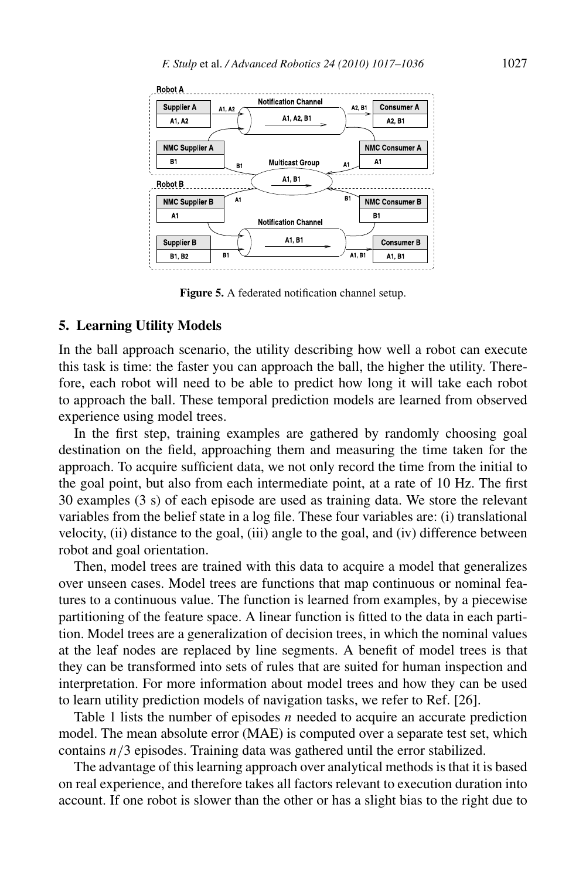Robot A

Supplier A
A1, A2

A1, A2

Notification Channel

A1, A2, B1

A2, B1

Consumer A
A2, B1

NMC Supplier A
B1

B1

Multicast Group

A1, B1

A1

NMC Consumer A
A1

Robot B

NMC Supplier B
A1

A1

B1

NMC Consumer B
B1

Notification Channel

A1, B1

Supplier B
B1, B2

B1

A1, B1

Consumer B
A1, B1

**Figure 5.** A federated notification channel setup.

## 5. Learning Utility Models

In the ball approach scenario, the utility describing how well a robot can execute this task is time: the faster you can approach the ball, the higher the utility. Therefore, each robot will need to be able to predict how long it will take each robot to approach the ball. These temporal prediction models are learned from observed experience using model trees.

In the first step, training examples are gathered by randomly choosing goal destination on the field, approaching them and measuring the time taken for the approach. To acquire sufficient data, we not only record the time from the initial to the goal point, but also from each intermediate point, at a rate of 10 Hz. The first 30 examples (3 s) of each episode are used as training data. We store the relevant variables from the belief state in a log file. These four variables are: (i) translational velocity, (ii) distance to the goal, (iii) angle to the goal, and (iv) difference between robot and goal orientation.

Then, model trees are trained with this data to acquire a model that generalizes over unseen cases. Model trees are functions that map continuous or nominal features to a continuous value. The function is learned from examples, by a piecewise partitioning of the feature space. A linear function is fitted to the data in each partition. Model trees are a generalization of decision trees, in which the nominal values at the leaf nodes are replaced by line segments. A benefit of model trees is that they can be transformed into sets of rules that are suited for human inspection and interpretation. For more information about model trees and how they can be used to learn utility prediction models of navigation tasks, we refer to Ref. [26].

Table 1 lists the number of episodes $n$ needed to acquire an accurate prediction model. The mean absolute error (MAE) is computed over a separate test set, which contains $n/3$ episodes. Training data was gathered until the error stabilized.

The advantage of this learning approach over analytical methods is that it is based on real experience, and therefore takes all factors relevant to execution duration into account. If one robot is slower than the other or has a slight bias to the right due to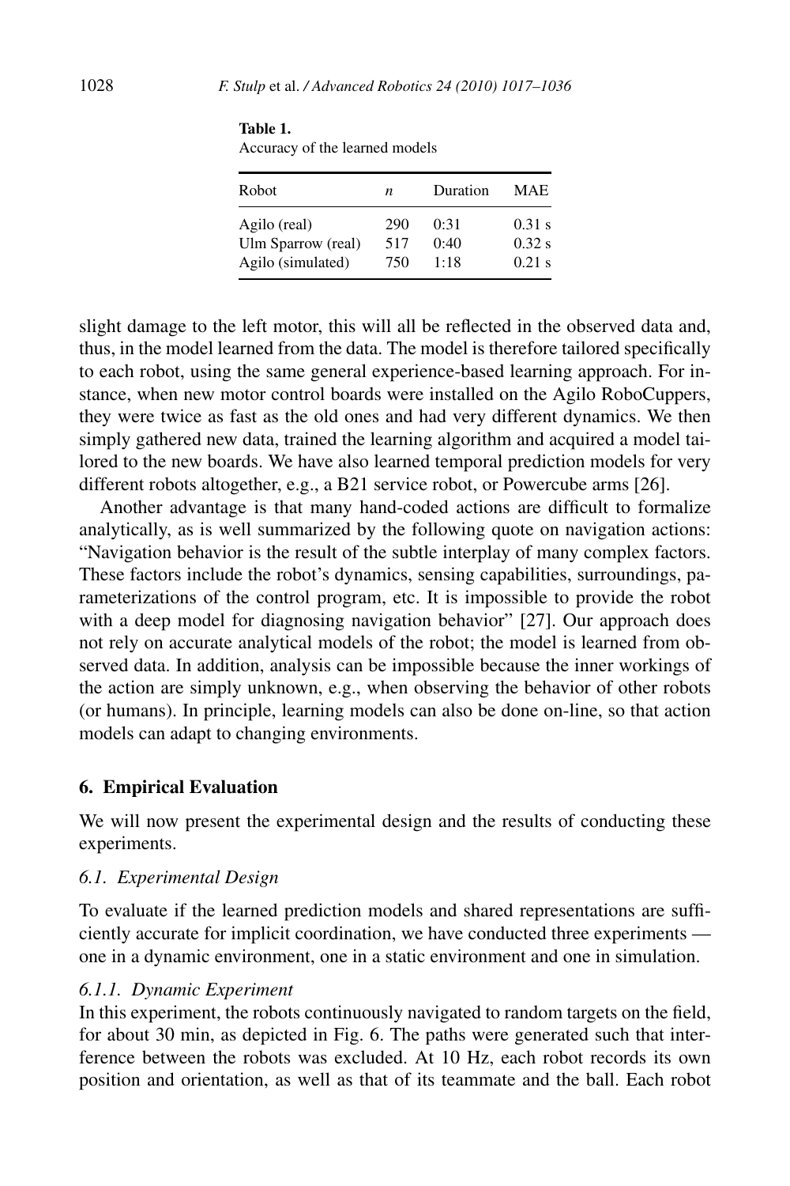**Table 1.**
Accuracy of the learned models

| Robot | *n* | Duration | MAE |
|---|---|---|---|
| Agilo (real) | 290 | 0:31 | 0.31 s |
| Ulm Sparrow (real) | 517 | 0:40 | 0.32 s |
| Agilo (simulated) | 750 | 1:18 | 0.21 s |

slight damage to the left motor, this will all be reflected in the observed data and, thus, in the model learned from the data. The model is therefore tailored specifically to each robot, using the same general experience-based learning approach. For instance, when new motor control boards were installed on the Agilo RoboCuppers, they were twice as fast as the old ones and had very different dynamics. We then simply gathered new data, trained the learning algorithm and acquired a model tailored to the new boards. We have also learned temporal prediction models for very different robots altogether, e.g., a B21 service robot, or Powercube arms [26].

Another advantage is that many hand-coded actions are difficult to formalize analytically, as is well summarized by the following quote on navigation actions: "Navigation behavior is the result of the subtle interplay of many complex factors. These factors include the robot's dynamics, sensing capabilities, surroundings, parameterizations of the control program, etc. It is impossible to provide the robot with a deep model for diagnosing navigation behavior" [27]. Our approach does not rely on accurate analytical models of the robot; the model is learned from observed data. In addition, analysis can be impossible because the inner workings of the action are simply unknown, e.g., when observing the behavior of other robots (or humans). In principle, learning models can also be done on-line, so that action models can adapt to changing environments.

## 6. Empirical Evaluation

We will now present the experimental design and the results of conducting these experiments.

### *6.1. Experimental Design*

To evaluate if the learned prediction models and shared representations are sufficiently accurate for implicit coordination, we have conducted three experiments — one in a dynamic environment, one in a static environment and one in simulation.

#### *6.1.1. Dynamic Experiment*

In this experiment, the robots continuously navigated to random targets on the field, for about 30 min, as depicted in Fig. 6. The paths were generated such that interference between the robots was excluded. At 10 Hz, each robot records its own position and orientation, as well as that of its teammate and the ball. Each robot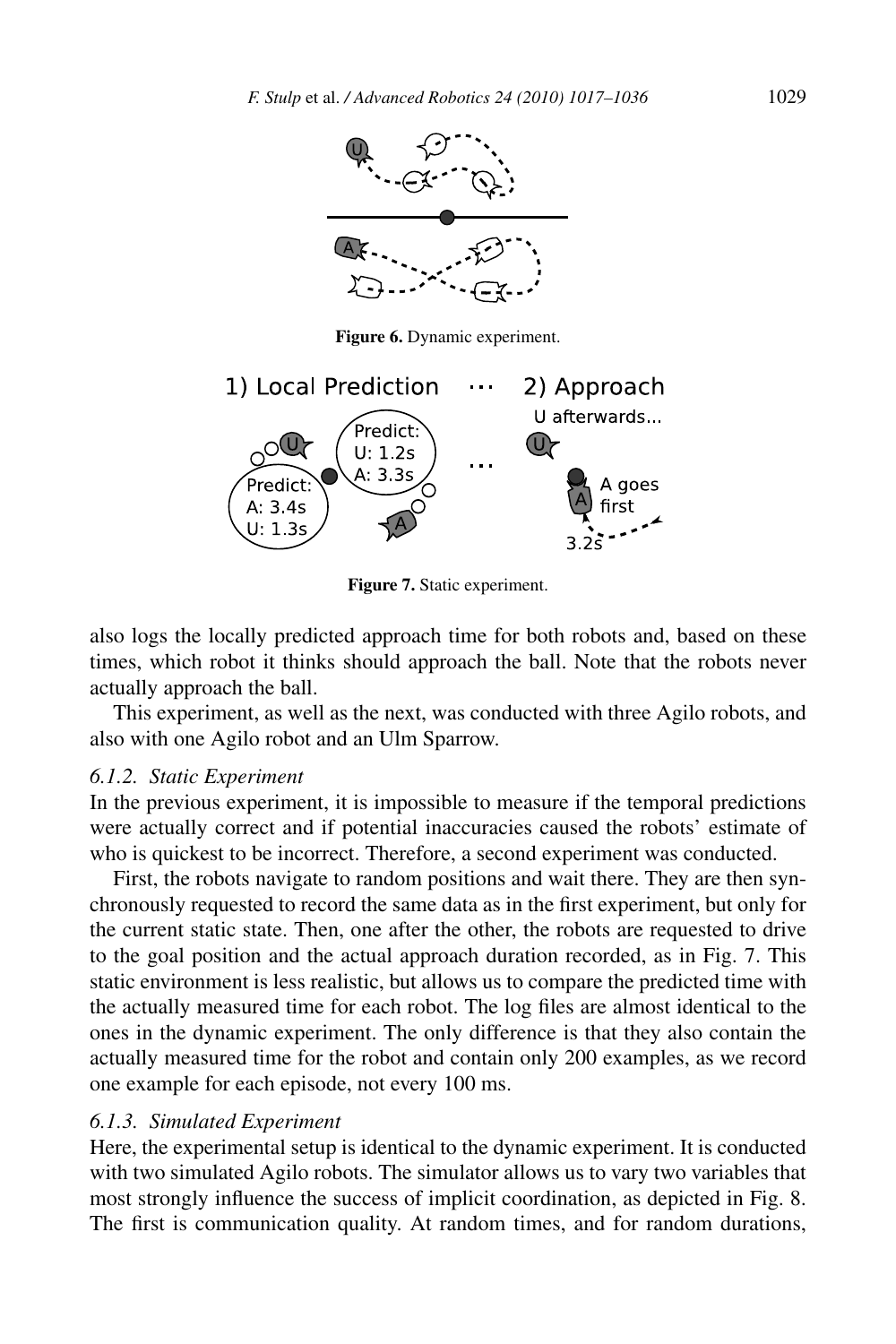**Figure 6.** Dynamic experiment.

**Figure 7.** Static experiment.

also logs the locally predicted approach time for both robots and, based on these times, which robot it thinks should approach the ball. Note that the robots never actually approach the ball.

This experiment, as well as the next, was conducted with three Agilo robots, and also with one Agilo robot and an Ulm Sparrow.

### *6.1.2. Static Experiment*

In the previous experiment, it is impossible to measure if the temporal predictions were actually correct and if potential inaccuracies caused the robots' estimate of who is quickest to be incorrect. Therefore, a second experiment was conducted.

First, the robots navigate to random positions and wait there. They are then synchronously requested to record the same data as in the first experiment, but only for the current static state. Then, one after the other, the robots are requested to drive to the goal position and the actual approach duration recorded, as in Fig. 7. This static environment is less realistic, but allows us to compare the predicted time with the actually measured time for each robot. The log files are almost identical to the ones in the dynamic experiment. The only difference is that they also contain the actually measured time for the robot and contain only 200 examples, as we record one example for each episode, not every 100 ms.

### *6.1.3. Simulated Experiment*

Here, the experimental setup is identical to the dynamic experiment. It is conducted with two simulated Agilo robots. The simulator allows us to vary two variables that most strongly influence the success of implicit coordination, as depicted in Fig. 8. The first is communication quality. At random times, and for random durations,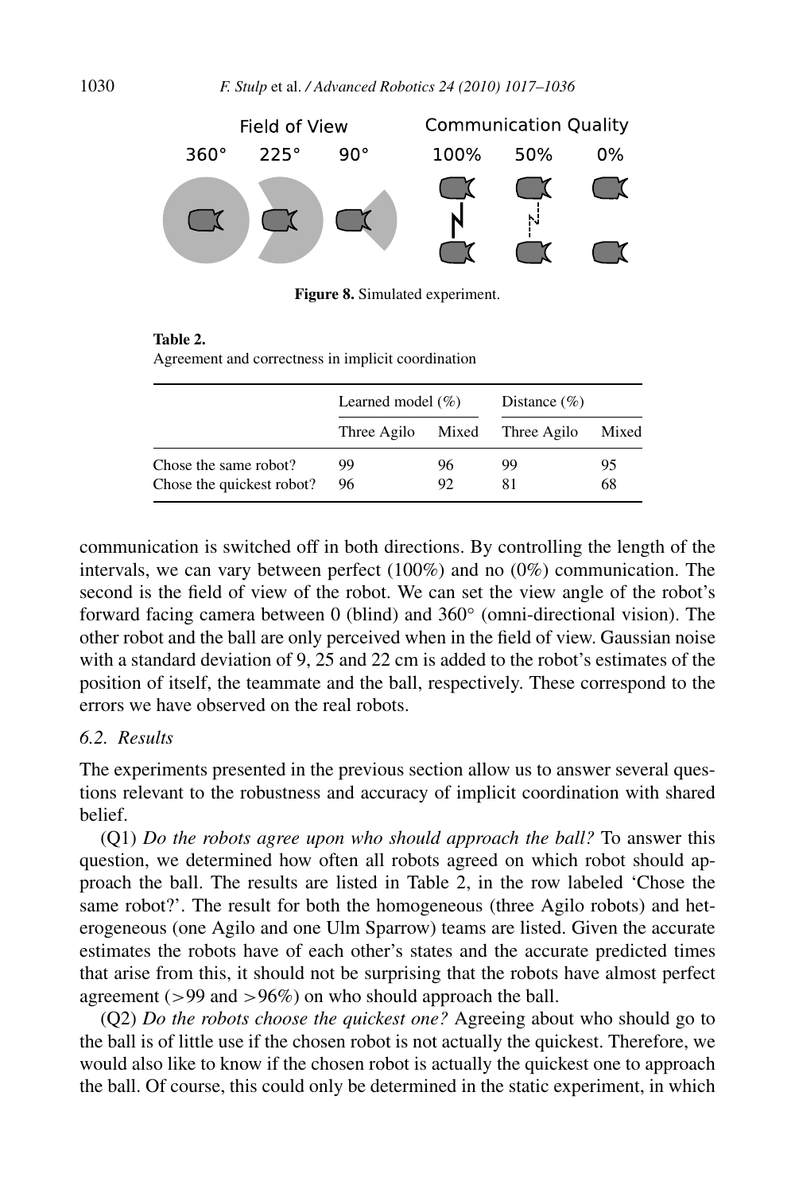Field of View

360° 225° 90°

Communication Quality

100% 50% 0%

**Figure 8.** Simulated experiment.

**Table 2.**
Agreement and correctness in implicit coordination

| | Learned model (%) | | Distance (%) | |
|---|---|---|---|---|
| | Three Agilo | Mixed | Three Agilo | Mixed |
| Chose the same robot? | 99 | 96 | 99 | 95 |
| Chose the quickest robot? | 96 | 92 | 81 | 68 |

communication is switched off in both directions. By controlling the length of the intervals, we can vary between perfect (100%) and no (0%) communication. The second is the field of view of the robot. We can set the view angle of the robot's forward facing camera between 0 (blind) and 360° (omni-directional vision). The other robot and the ball are only perceived when in the field of view. Gaussian noise with a standard deviation of 9, 25 and 22 cm is added to the robot's estimates of the position of itself, the teammate and the ball, respectively. These correspond to the errors we have observed on the real robots.

### 6.2. Results

The experiments presented in the previous section allow us to answer several questions relevant to the robustness and accuracy of implicit coordination with shared belief.

(Q1) *Do the robots agree upon who should approach the ball?* To answer this question, we determined how often all robots agreed on which robot should approach the ball. The results are listed in Table 2, in the row labeled 'Chose the same robot?'. The result for both the homogeneous (three Agilo robots) and heterogeneous (one Agilo and one Ulm Sparrow) teams are listed. Given the accurate estimates the robots have of each other's states and the accurate predicted times that arise from this, it should not be surprising that the robots have almost perfect agreement (>99 and >96%) on who should approach the ball.

(Q2) *Do the robots choose the quickest one?* Agreeing about who should go to the ball is of little use if the chosen robot is not actually the quickest. Therefore, we would also like to know if the chosen robot is actually the quickest one to approach the ball. Of course, this could only be determined in the static experiment, in which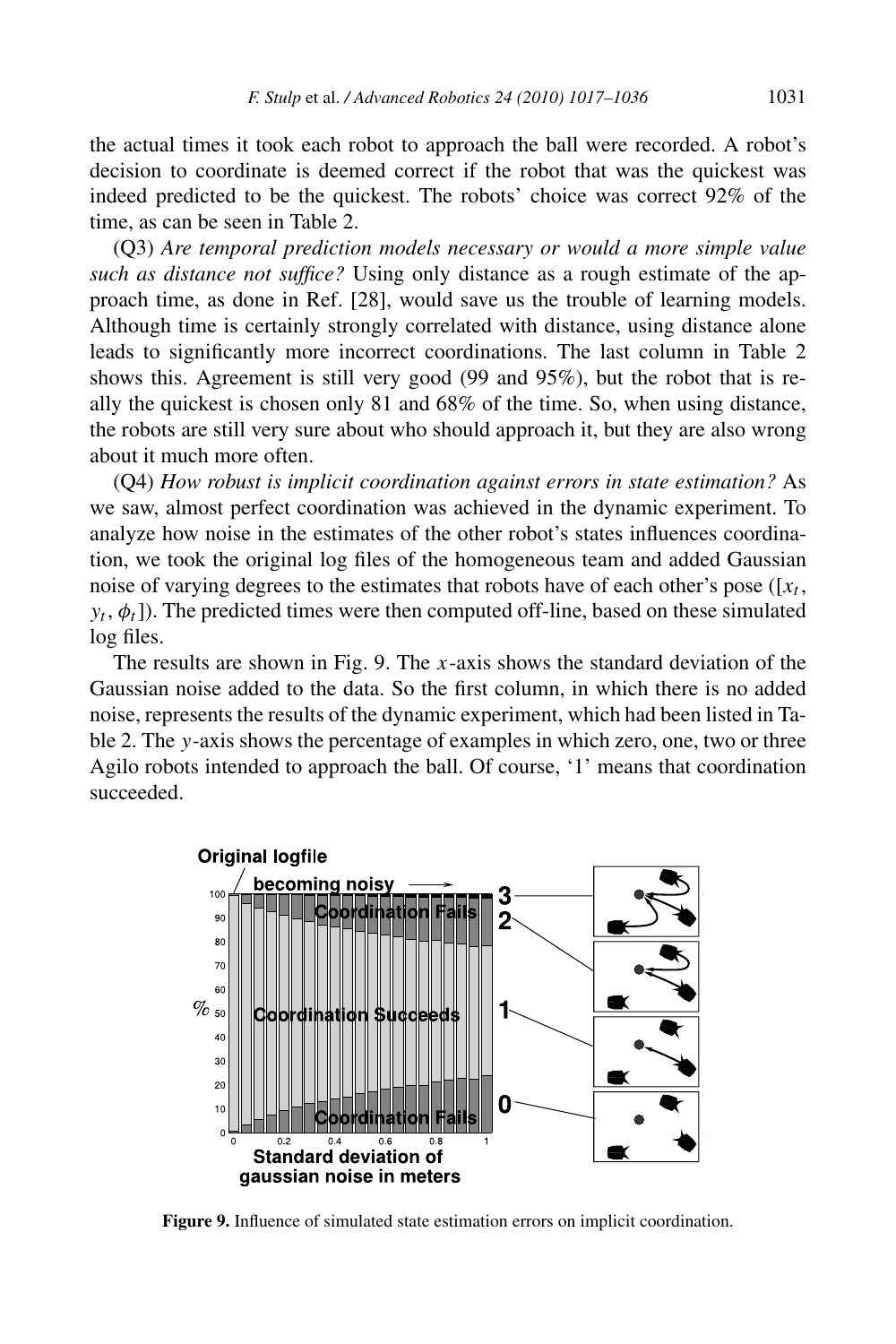the actual times it took each robot to approach the ball were recorded. A robot's decision to coordinate is deemed correct if the robot that was the quickest was indeed predicted to be the quickest. The robots' choice was correct 92% of the time, as can be seen in Table 2.

(Q3) *Are temporal prediction models necessary or would a more simple value such as distance not suffice?* Using only distance as a rough estimate of the approach time, as done in Ref. [28], would save us the trouble of learning models. Although time is certainly strongly correlated with distance, using distance alone leads to significantly more incorrect coordinations. The last column in Table 2 shows this. Agreement is still very good (99 and 95%), but the robot that is really the quickest is chosen only 81 and 68% of the time. So, when using distance, the robots are still very sure about who should approach it, but they are also wrong about it much more often.

(Q4) *How robust is implicit coordination against errors in state estimation?* As we saw, almost perfect coordination was achieved in the dynamic experiment. To analyze how noise in the estimates of the other robot's states influences coordination, we took the original log files of the homogeneous team and added Gaussian noise of varying degrees to the estimates that robots have of each other's pose ($[x_t, y_t, \phi_t]$). The predicted times were then computed off-line, based on these simulated log files.

The results are shown in Fig. 9. The $x$-axis shows the standard deviation of the Gaussian noise added to the data. So the first column, in which there is no added noise, represents the results of the dynamic experiment, which had been listed in Table 2. The $y$-axis shows the percentage of examples in which zero, one, two or three Agilo robots intended to approach the ball. Of course, '1' means that coordination succeeded.

**Figure 9.** Influence of simulated state estimation errors on implicit coordination.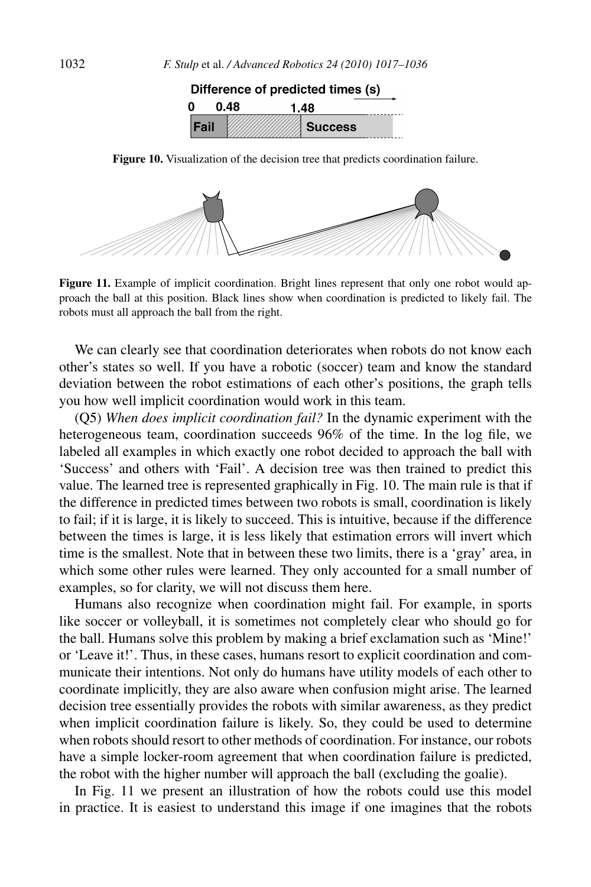Difference of predicted times (s)

0 0.48 1.48

Fail

Success

**Figure 10.** Visualization of the decision tree that predicts coordination failure.

**Figure 11.** Example of implicit coordination. Bright lines represent that only one robot would approach the ball at this position. Black lines show when coordination is predicted to likely fail. The robots must all approach the ball from the right.

We can clearly see that coordination deteriorates when robots do not know each other's states so well. If you have a robotic (soccer) team and know the standard deviation between the robot estimations of each other's positions, the graph tells you how well implicit coordination would work in this team.

(Q5) *When does implicit coordination fail?* In the dynamic experiment with the heterogeneous team, coordination succeeds 96% of the time. In the log file, we labeled all examples in which exactly one robot decided to approach the ball with 'Success' and others with 'Fail'. A decision tree was then trained to predict this value. The learned tree is represented graphically in Fig. 10. The main rule is that if the difference in predicted times between two robots is small, coordination is likely to fail; if it is large, it is likely to succeed. This is intuitive, because if the difference between the times is large, it is less likely that estimation errors will invert which time is the smallest. Note that in between these two limits, there is a 'gray' area, in which some other rules were learned. They only accounted for a small number of examples, so for clarity, we will not discuss them here.

Humans also recognize when coordination might fail. For example, in sports like soccer or volleyball, it is sometimes not completely clear who should go for the ball. Humans solve this problem by making a brief exclamation such as 'Mine!' or 'Leave it!'. Thus, in these cases, humans resort to explicit coordination and communicate their intentions. Not only do humans have utility models of each other to coordinate implicitly, they are also aware when confusion might arise. The learned decision tree essentially provides the robots with similar awareness, as they predict when implicit coordination failure is likely. So, they could be used to determine when robots should resort to other methods of coordination. For instance, our robots have a simple locker-room agreement that when coordination failure is predicted, the robot with the higher number will approach the ball (excluding the goalie).

In Fig. 11 we present an illustration of how the robots could use this model in practice. It is easiest to understand this image if one imagines that the robots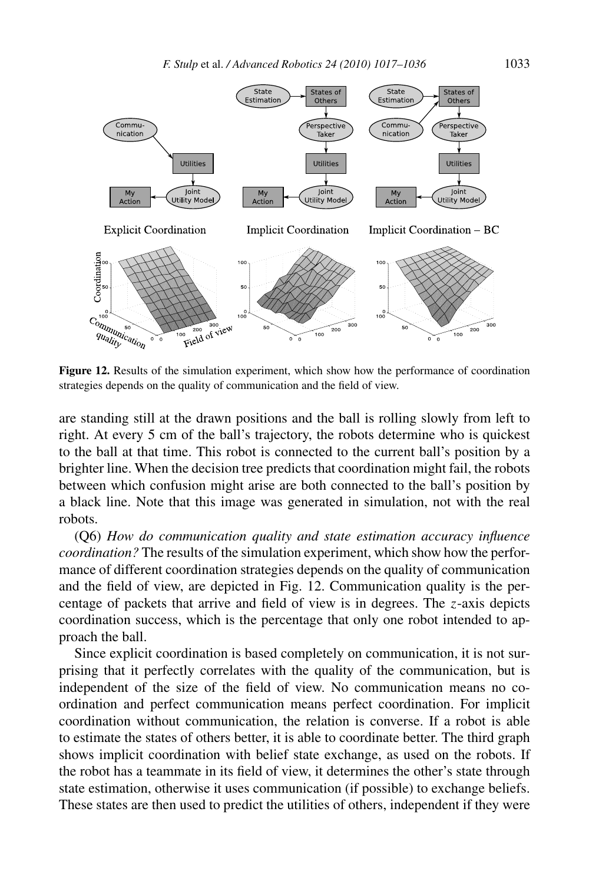**Figure 12.** Results of the simulation experiment, which show how the performance of coordination strategies depends on the quality of communication and the field of view.

are standing still at the drawn positions and the ball is rolling slowly from left to right. At every 5 cm of the ball's trajectory, the robots determine who is quickest to the ball at that time. This robot is connected to the current ball's position by a brighter line. When the decision tree predicts that coordination might fail, the robots between which confusion might arise are both connected to the ball's position by a black line. Note that this image was generated in simulation, not with the real robots.

(Q6) *How do communication quality and state estimation accuracy influence coordination?* The results of the simulation experiment, which show how the performance of different coordination strategies depends on the quality of communication and the field of view, are depicted in Fig. 12. Communication quality is the percentage of packets that arrive and field of view is in degrees. The $z$-axis depicts coordination success, which is the percentage that only one robot intended to approach the ball.

Since explicit coordination is based completely on communication, it is not surprising that it perfectly correlates with the quality of the communication, but is independent of the size of the field of view. No communication means no coordination and perfect communication means perfect coordination. For implicit coordination without communication, the relation is converse. If a robot is able to estimate the states of others better, it is able to coordinate better. The third graph shows implicit coordination with belief state exchange, as used on the robots. If the robot has a teammate in its field of view, it determines the other's state through state estimation, otherwise it uses communication (if possible) to exchange beliefs. These states are then used to predict the utilities of others, independent if they were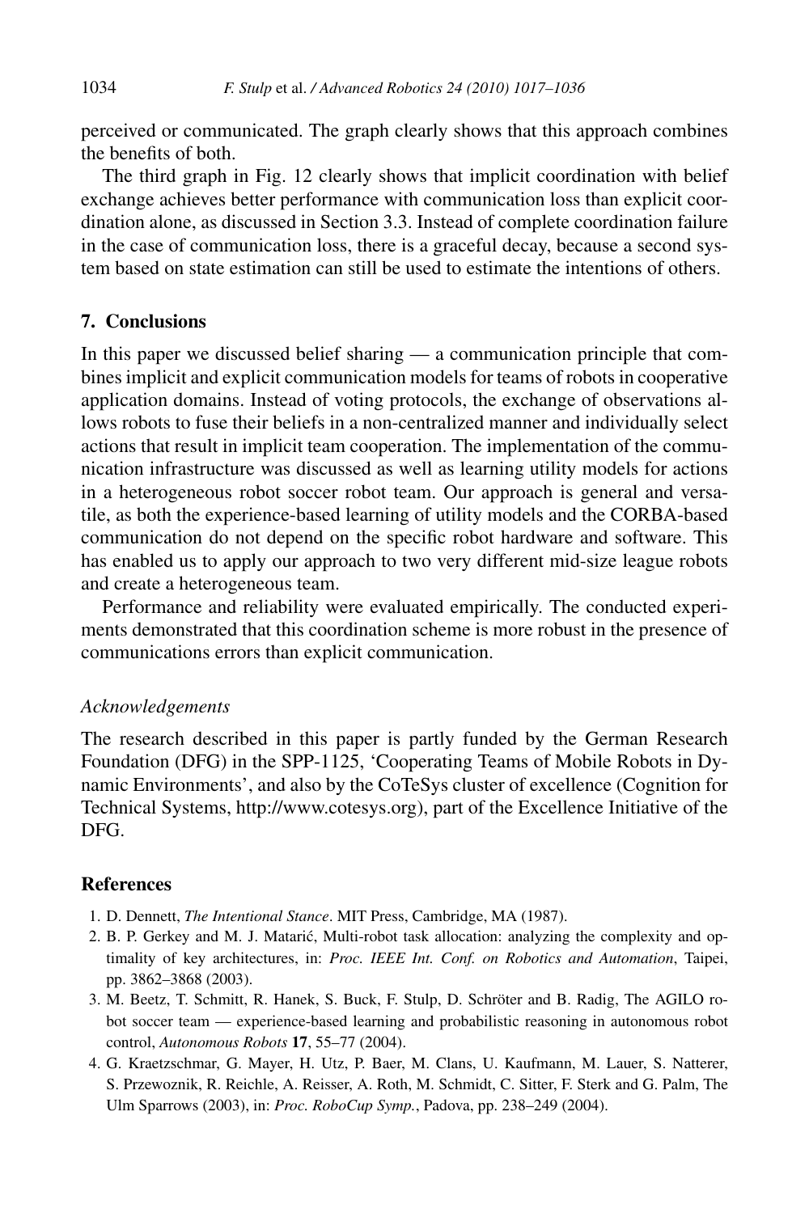perceived or communicated. The graph clearly shows that this approach combines the benefits of both.

The third graph in Fig. 12 clearly shows that implicit coordination with belief exchange achieves better performance with communication loss than explicit coordination alone, as discussed in Section 3.3. Instead of complete coordination failure in the case of communication loss, there is a graceful decay, because a second system based on state estimation can still be used to estimate the intentions of others.

## 7. Conclusions

In this paper we discussed belief sharing — a communication principle that combines implicit and explicit communication models for teams of robots in cooperative application domains. Instead of voting protocols, the exchange of observations allows robots to fuse their beliefs in a non-centralized manner and individually select actions that result in implicit team cooperation. The implementation of the communication infrastructure was discussed as well as learning utility models for actions in a heterogeneous robot soccer robot team. Our approach is general and versatile, as both the experience-based learning of utility models and the CORBA-based communication do not depend on the specific robot hardware and software. This has enabled us to apply our approach to two very different mid-size league robots and create a heterogeneous team.

Performance and reliability were evaluated empirically. The conducted experiments demonstrated that this coordination scheme is more robust in the presence of communications errors than explicit communication.

### *Acknowledgements*

The research described in this paper is partly funded by the German Research Foundation (DFG) in the SPP-1125, 'Cooperating Teams of Mobile Robots in Dynamic Environments', and also by the CoTeSys cluster of excellence (Cognition for Technical Systems, http://www.cotesys.org), part of the Excellence Initiative of the DFG.

## References

1. D. Dennett, *The Intentional Stance*. MIT Press, Cambridge, MA (1987).
2. B. P. Gerkey and M. J. Matarić, Multi-robot task allocation: analyzing the complexity and optimality of key architectures, in: *Proc. IEEE Int. Conf. on Robotics and Automation*, Taipei, pp. 3862–3868 (2003).
3. M. Beetz, T. Schmitt, R. Hanek, S. Buck, F. Stulp, D. Schröter and B. Radig, The AGILO robot soccer team — experience-based learning and probabilistic reasoning in autonomous robot control, *Autonomous Robots* **17**, 55–77 (2004).
4. G. Kraetzschmar, G. Mayer, H. Utz, P. Baer, M. Clans, U. Kaufmann, M. Lauer, S. Natterer, S. Przewoznik, R. Reichle, A. Reisser, A. Roth, M. Schmidt, C. Sitter, F. Sterk and G. Palm, The Ulm Sparrows (2003), in: *Proc. RoboCup Symp.*, Padova, pp. 238–249 (2004).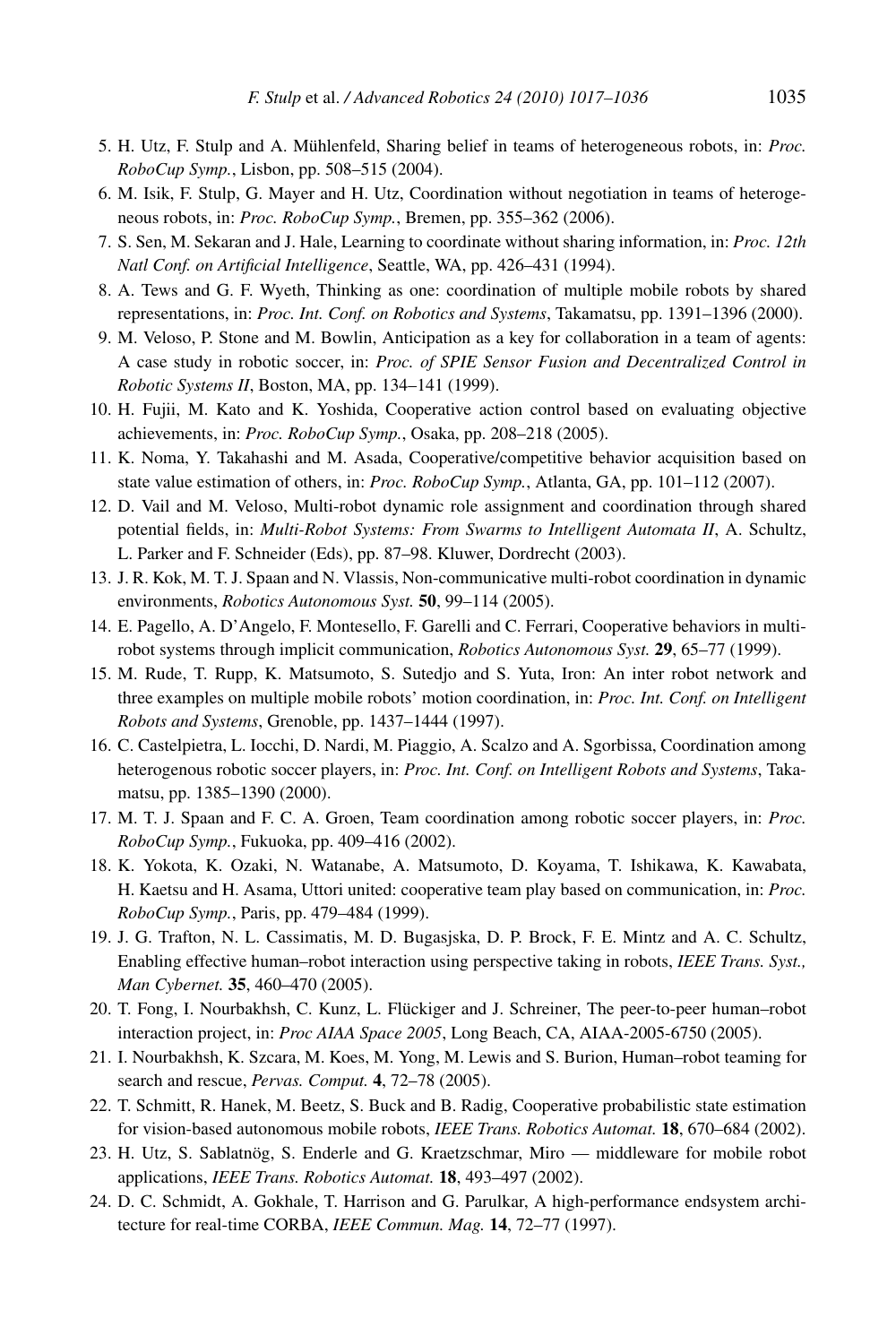5. H. Utz, F. Stulp and A. Mühlenfeld, Sharing belief in teams of heterogeneous robots, in: *Proc. RoboCup Symp.*, Lisbon, pp. 508–515 (2004).
6. M. Isik, F. Stulp, G. Mayer and H. Utz, Coordination without negotiation in teams of heterogeneous robots, in: *Proc. RoboCup Symp.*, Bremen, pp. 355–362 (2006).
7. S. Sen, M. Sekaran and J. Hale, Learning to coordinate without sharing information, in: *Proc. 12th Natl Conf. on Artificial Intelligence*, Seattle, WA, pp. 426–431 (1994).
8. A. Tews and G. F. Wyeth, Thinking as one: coordination of multiple mobile robots by shared representations, in: *Proc. Int. Conf. on Robotics and Systems*, Takamatsu, pp. 1391–1396 (2000).
9. M. Veloso, P. Stone and M. Bowlin, Anticipation as a key for collaboration in a team of agents: A case study in robotic soccer, in: *Proc. of SPIE Sensor Fusion and Decentralized Control in Robotic Systems II*, Boston, MA, pp. 134–141 (1999).
10. H. Fujii, M. Kato and K. Yoshida, Cooperative action control based on evaluating objective achievements, in: *Proc. RoboCup Symp.*, Osaka, pp. 208–218 (2005).
11. K. Noma, Y. Takahashi and M. Asada, Cooperative/competitive behavior acquisition based on state value estimation of others, in: *Proc. RoboCup Symp.*, Atlanta, GA, pp. 101–112 (2007).
12. D. Vail and M. Veloso, Multi-robot dynamic role assignment and coordination through shared potential fields, in: *Multi-Robot Systems: From Swarms to Intelligent Automata II*, A. Schultz, L. Parker and F. Schneider (Eds), pp. 87–98. Kluwer, Dordrecht (2003).
13. J. R. Kok, M. T. J. Spaan and N. Vlassis, Non-communicative multi-robot coordination in dynamic environments, *Robotics Autonomous Syst.* **50**, 99–114 (2005).
14. E. Pagello, A. D'Angelo, F. Montesello, F. Garelli and C. Ferrari, Cooperative behaviors in multi-robot systems through implicit communication, *Robotics Autonomous Syst.* **29**, 65–77 (1999).
15. M. Rude, T. Rupp, K. Matsumoto, S. Sutedjo and S. Yuta, Iron: An inter robot network and three examples on multiple mobile robots' motion coordination, in: *Proc. Int. Conf. on Intelligent Robots and Systems*, Grenoble, pp. 1437–1444 (1997).
16. C. Castelpietra, L. Iocchi, D. Nardi, M. Piaggio, A. Scalzo and A. Sgorbissa, Coordination among heterogenous robotic soccer players, in: *Proc. Int. Conf. on Intelligent Robots and Systems*, Takamatsu, pp. 1385–1390 (2000).
17. M. T. J. Spaan and F. C. A. Groen, Team coordination among robotic soccer players, in: *Proc. RoboCup Symp.*, Fukuoka, pp. 409–416 (2002).
18. K. Yokota, K. Ozaki, N. Watanabe, A. Matsumoto, D. Koyama, T. Ishikawa, K. Kawabata, H. Kaetsu and H. Asama, Uttori united: cooperative team play based on communication, in: *Proc. RoboCup Symp.*, Paris, pp. 479–484 (1999).
19. J. G. Trafton, N. L. Cassimatis, M. D. Bugasjska, D. P. Brock, F. E. Mintz and A. C. Schultz, Enabling effective human–robot interaction using perspective taking in robots, *IEEE Trans. Syst., Man Cybernet.* **35**, 460–470 (2005).
20. T. Fong, I. Nourbakhsh, C. Kunz, L. Flückiger and J. Schreiner, The peer-to-peer human–robot interaction project, in: *Proc AIAA Space 2005*, Long Beach, CA, AIAA-2005-6750 (2005).
21. I. Nourbakhsh, K. Szcara, M. Koes, M. Yong, M. Lewis and S. Burion, Human–robot teaming for search and rescue, *Pervas. Comput.* **4**, 72–78 (2005).
22. T. Schmitt, R. Hanek, M. Beetz, S. Buck and B. Radig, Cooperative probabilistic state estimation for vision-based autonomous mobile robots, *IEEE Trans. Robotics Automat.* **18**, 670–684 (2002).
23. H. Utz, S. Sablatnög, S. Enderle and G. Kraetzschmar, Miro — middleware for mobile robot applications, *IEEE Trans. Robotics Automat.* **18**, 493–497 (2002).
24. D. C. Schmidt, A. Gokhale, T. Harrison and G. Parulkar, A high-performance endsystem architecture for real-time CORBA, *IEEE Commun. Mag.* **14**, 72–77 (1997).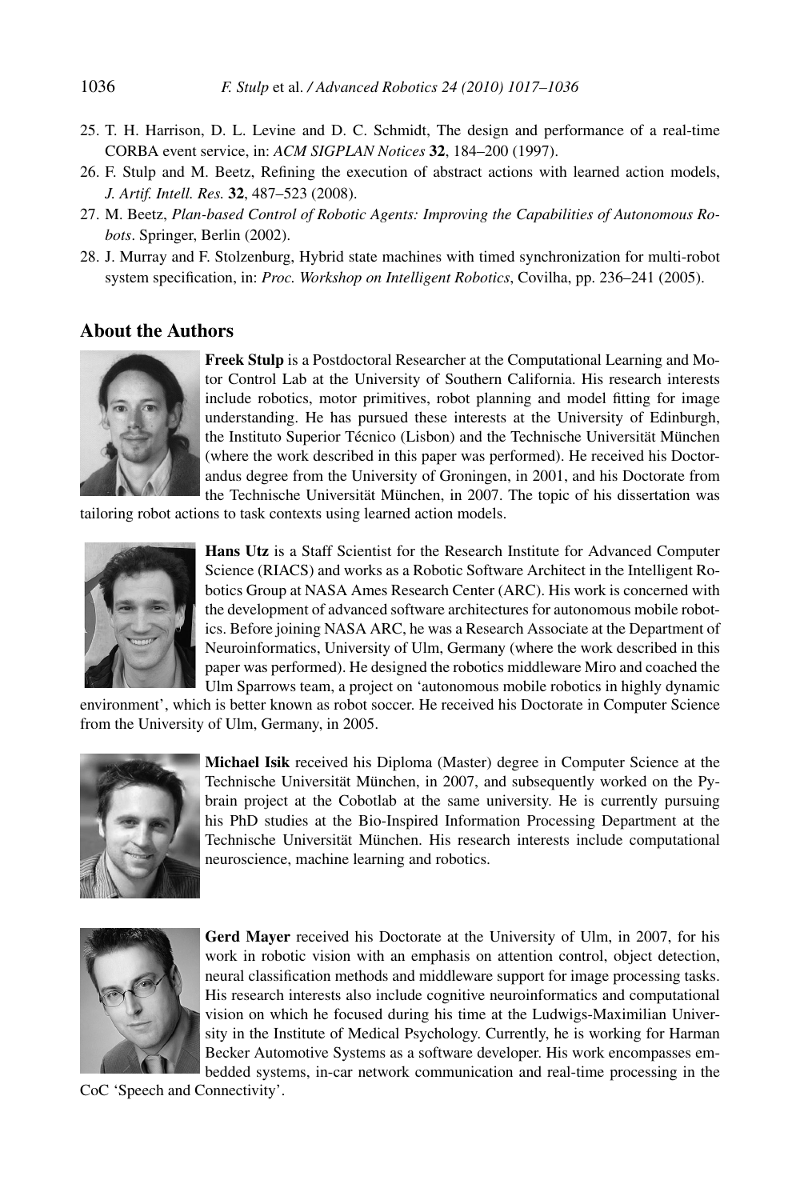25. T. H. Harrison, D. L. Levine and D. C. Schmidt, The design and performance of a real-time CORBA event service, in: *ACM SIGPLAN Notices* **32**, 184–200 (1997).
26. F. Stulp and M. Beetz, Refining the execution of abstract actions with learned action models, *J. Artif. Intell. Res.* **32**, 487–523 (2008).
27. M. Beetz, *Plan-based Control of Robotic Agents: Improving the Capabilities of Autonomous Robots*. Springer, Berlin (2002).
28. J. Murray and F. Stolzenburg, Hybrid state machines with timed synchronization for multi-robot system specification, in: *Proc. Workshop on Intelligent Robotics*, Covilha, pp. 236–241 (2005).

## About the Authors

**Freek Stulp** is a Postdoctoral Researcher at the Computational Learning and Motor Control Lab at the University of Southern California. His research interests include robotics, motor primitives, robot planning and model fitting for image understanding. He has pursued these interests at the University of Edinburgh, the Instituto Superior Técnico (Lisbon) and the Technische Universität München (where the work described in this paper was performed). He received his Doctorandus degree from the University of Groningen, in 2001, and his Doctorate from the Technische Universität München, in 2007. The topic of his dissertation was tailoring robot actions to task contexts using learned action models.

**Hans Utz** is a Staff Scientist for the Research Institute for Advanced Computer Science (RIACS) and works as a Robotic Software Architect in the Intelligent Robotics Group at NASA Ames Research Center (ARC). His work is concerned with the development of advanced software architectures for autonomous mobile robotics. Before joining NASA ARC, he was a Research Associate at the Department of Neuroinformatics, University of Ulm, Germany (where the work described in this paper was performed). He designed the robotics middleware Miro and coached the Ulm Sparrows team, a project on 'autonomous mobile robotics in highly dynamic environment', which is better known as robot soccer. He received his Doctorate in Computer Science from the University of Ulm, Germany, in 2005.

**Michael Isik** received his Diploma (Master) degree in Computer Science at the Technische Universität München, in 2007, and subsequently worked on the Pybrain project at the Cobotlab at the same university. He is currently pursuing his PhD studies at the Bio-Inspired Information Processing Department at the Technische Universität München. His research interests include computational neuroscience, machine learning and robotics.

**Gerd Mayer** received his Doctorate at the University of Ulm, in 2007, for his work in robotic vision with an emphasis on attention control, object detection, neural classification methods and middleware support for image processing tasks. His research interests also include cognitive neuroinformatics and computational vision on which he focused during his time at the Ludwigs-Maximilian University in the Institute of Medical Psychology. Currently, he is working for Harman Becker Automotive Systems as a software developer. His work encompasses embedded systems, in-car network communication and real-time processing in the CoC 'Speech and Connectivity'.